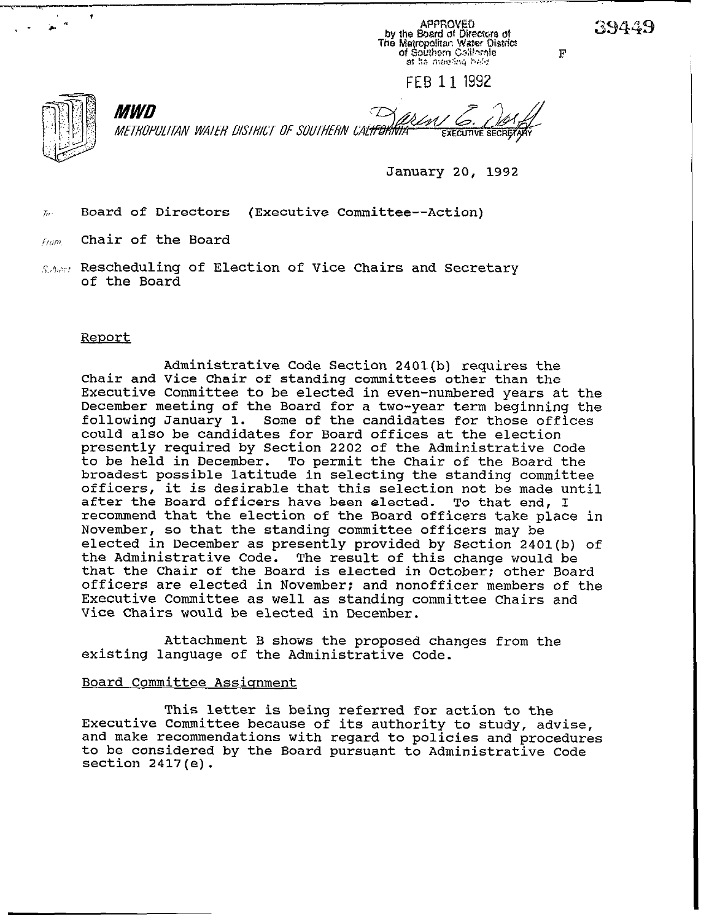APPROVED
by the Board of Directors of
The Metropolitan Water District
of Southern California
at its meeting held

FEB 11 1992

39449

F

**MWD**

*METROPOLITAN WATER DISTRICT OF SOUTHERN CALIFORNIA*

EXECUTIVE SECRETARY

January 20, 1992

To: Board of Directors (Executive Committee--Action)

From: Chair of the Board

Subject: Rescheduling of Election of Vice Chairs and Secretary of the Board

Report

Administrative Code Section 2401(b) requires the Chair and Vice Chair of standing committees other than the Executive Committee to be elected in even-numbered years at the December meeting of the Board for a two-year term beginning the following January 1. Some of the candidates for those offices could also be candidates for Board offices at the election presently required by Section 2202 of the Administrative Code to be held in December. To permit the Chair of the Board the broadest possible latitude in selecting the standing committee officers, it is desirable that this selection not be made until after the Board officers have been elected. To that end, I recommend that the election of the Board officers take place in November, so that the standing committee officers may be elected in December as presently provided by Section 2401(b) of the Administrative Code. The result of this change would be that the Chair of the Board is elected in October; other Board officers are elected in November; and nonofficer members of the Executive Committee as well as standing committee Chairs and Vice Chairs would be elected in December.

Attachment B shows the proposed changes from the existing language of the Administrative Code.

Board Committee Assignment

This letter is being referred for action to the Executive Committee because of its authority to study, advise, and make recommendations with regard to policies and procedures to be considered by the Board pursuant to Administrative Code section 2417(e).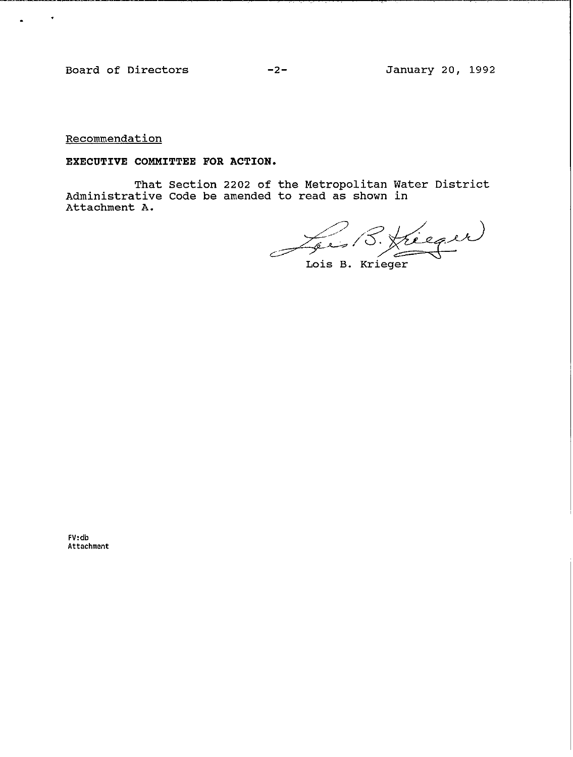Recommendation

**EXECUTIVE COMMITTEE FOR ACTION.**

That Section 2202 of the Metropolitan Water District Administrative Code be amended to read as shown in Attachment A.

Lois B. Krieger

FV:db
Attachment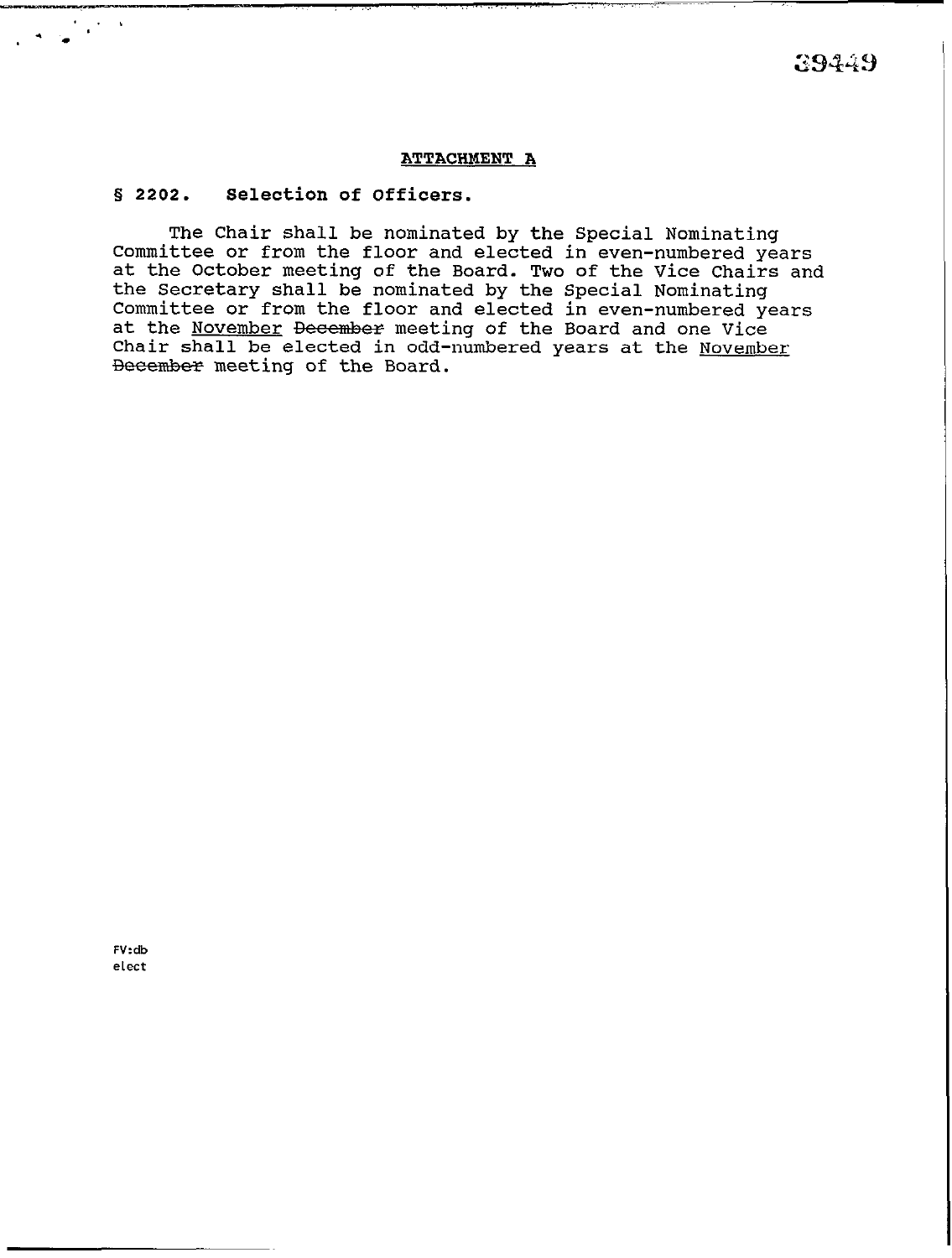39449

**ATTACHMENT A**

**§ 2202. Selection of Officers.**

The Chair shall be nominated by the Special Nominating Committee or from the floor and elected in even-numbered years at the October meeting of the Board. Two of the Vice Chairs and the Secretary shall be nominated by the Special Nominating Committee or from the floor and elected in even-numbered years at the <u>November</u> ~~December~~ meeting of the Board and one Vice Chair shall be elected in odd-numbered years at the <u>November</u> ~~December~~ meeting of the Board.

FV:db
elect